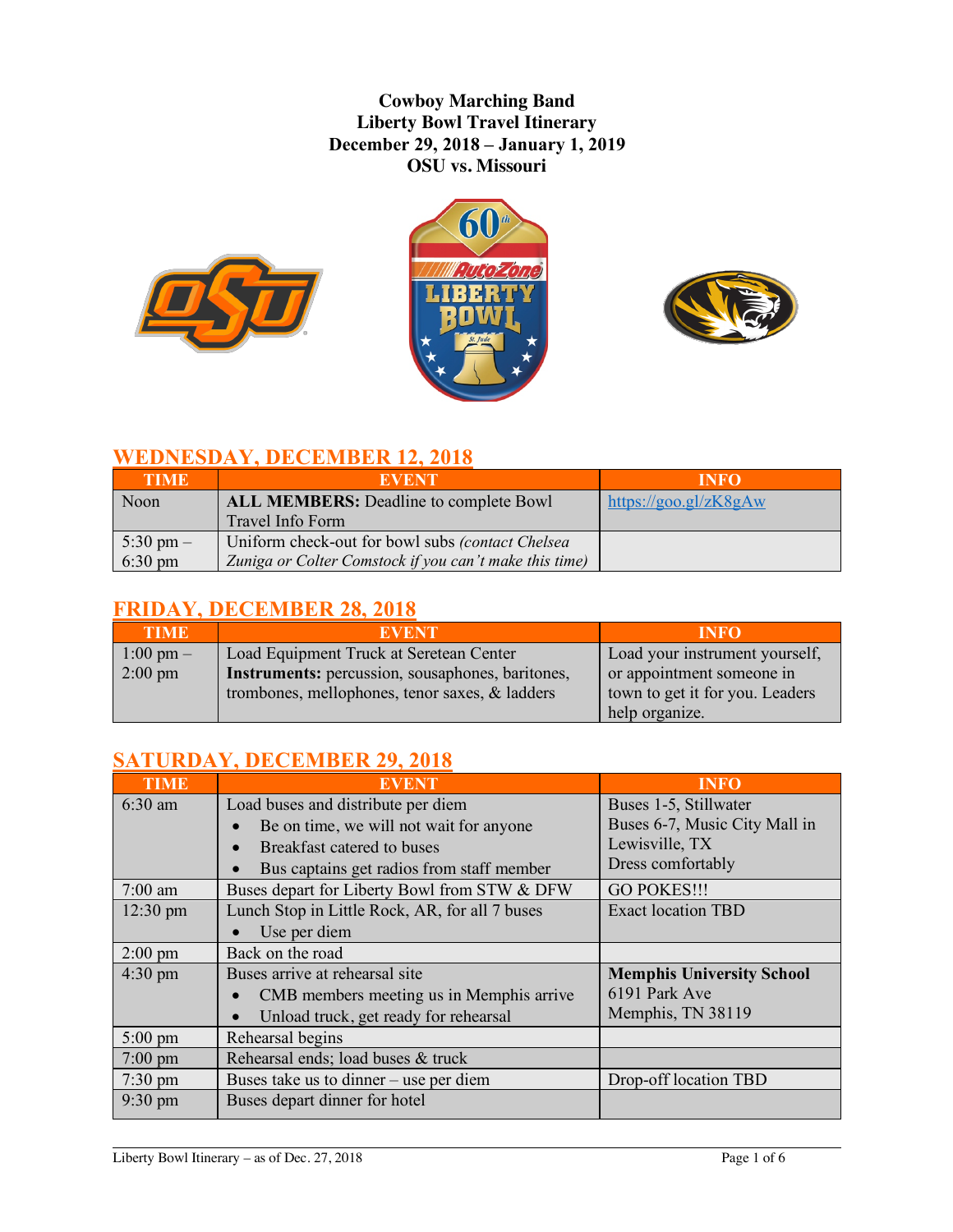# Cowboy Marching Band
# Liberty Bowl Travel Itinerary
# December 29, 2018 – January 1, 2019
# OSU vs. Missouri

## WEDNESDAY, DECEMBER 12, 2018

| TIME | EVENT | INFO |
|---|---|---|
| Noon | **ALL MEMBERS:** Deadline to complete Bowl Travel Info Form | https://goo.gl/zK8gAw |
| 5:30 pm – 6:30 pm | Uniform check-out for bowl subs *(contact Chelsea Zuniga or Colter Comstock if you can't make this time)* | |

## FRIDAY, DECEMBER 28, 2018

| TIME | EVENT | INFO |
|---|---|---|
| 1:00 pm – 2:00 pm | Load Equipment Truck at Seretean Center<br>**Instruments:** percussion, sousaphones, baritones, trombones, mellophones, tenor saxes, & ladders | Load your instrument yourself, or appointment someone in town to get it for you. Leaders help organize. |

## SATURDAY, DECEMBER 29, 2018

| TIME | EVENT | INFO |
|---|---|---|
| 6:30 am | Load buses and distribute per diem<br>• Be on time, we will not wait for anyone<br>• Breakfast catered to buses<br>• Bus captains get radios from staff member | Buses 1-5, Stillwater<br>Buses 6-7, Music City Mall in Lewisville, TX<br>Dress comfortably |
| 7:00 am | Buses depart for Liberty Bowl from STW & DFW | GO POKES!!! |
| 12:30 pm | Lunch Stop in Little Rock, AR, for all 7 buses<br>• Use per diem | Exact location TBD |
| 2:00 pm | Back on the road | |
| 4:30 pm | Buses arrive at rehearsal site<br>• CMB members meeting us in Memphis arrive<br>• Unload truck, get ready for rehearsal | **Memphis University School**<br>6191 Park Ave<br>Memphis, TN 38119 |
| 5:00 pm | Rehearsal begins | |
| 7:00 pm | Rehearsal ends; load buses & truck | |
| 7:30 pm | Buses take us to dinner – use per diem | Drop-off location TBD |
| 9:30 pm | Buses depart dinner for hotel | |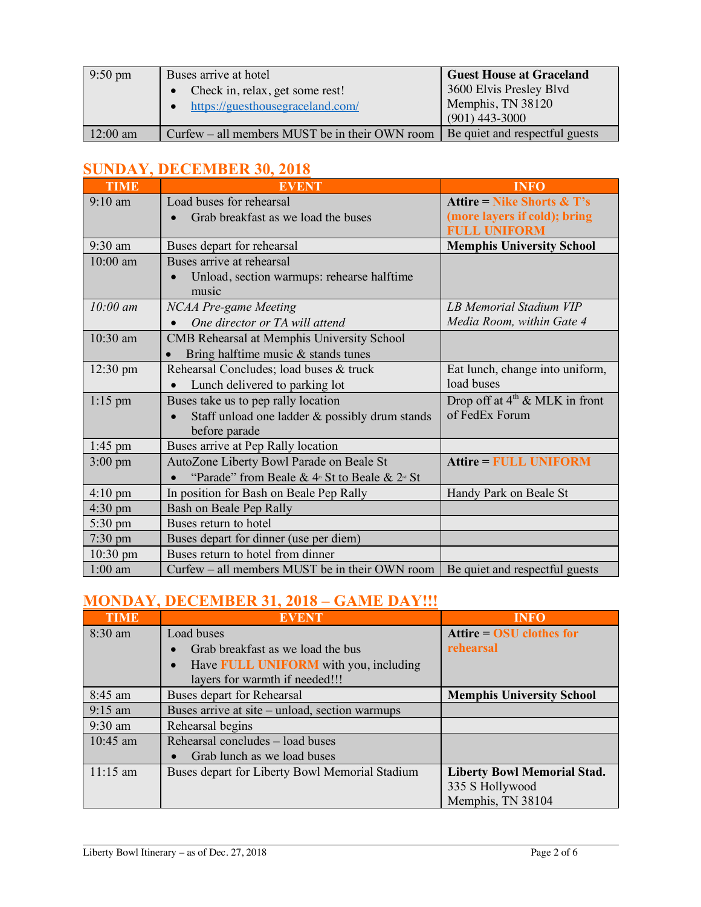| | | |
|---|---|---|
| 9:50 pm | Buses arrive at hotel<br>• Check in, relax, get some rest!<br>• https://guesthousegraceland.com/ | **Guest House at Graceland**<br>3600 Elvis Presley Blvd<br>Memphis, TN 38120<br>(901) 443-3000 |
| 12:00 am | Curfew – all members MUST be in their OWN room | Be quiet and respectful guests |

## SUNDAY, DECEMBER 30, 2018

| TIME | EVENT | INFO |
|---|---|---|
| 9:10 am | Load buses for rehearsal<br>• Grab breakfast as we load the buses | **Attire = Nike Shorts & T's (more layers if cold); bring FULL UNIFORM** |
| 9:30 am | Buses depart for rehearsal | **Memphis University School** |
| 10:00 am | Buses arrive at rehearsal<br>• Unload, section warmups: rehearse halftime music | |
| *10:00 am* | *NCAA Pre-game Meeting*<br>• *One director or TA will attend* | *LB Memorial Stadium VIP Media Room, within Gate 4* |
| 10:30 am | CMB Rehearsal at Memphis University School<br>• Bring halftime music & stands tunes | |
| 12:30 pm | Rehearsal Concludes; load buses & truck<br>• Lunch delivered to parking lot | Eat lunch, change into uniform, load buses |
| 1:15 pm | Buses take us to pep rally location<br>• Staff unload one ladder & possibly drum stands before parade | Drop off at 4th & MLK in front of FedEx Forum |
| 1:45 pm | Buses arrive at Pep Rally location | |
| 3:00 pm | AutoZone Liberty Bowl Parade on Beale St<br>• "Parade" from Beale & 4th St to Beale & 2nd St | **Attire = FULL UNIFORM** |
| 4:10 pm | In position for Bash on Beale Pep Rally | Handy Park on Beale St |
| 4:30 pm | Bash on Beale Pep Rally | |
| 5:30 pm | Buses return to hotel | |
| 7:30 pm | Buses depart for dinner (use per diem) | |
| 10:30 pm | Buses return to hotel from dinner | |
| 1:00 am | Curfew – all members MUST be in their OWN room | Be quiet and respectful guests |

## MONDAY, DECEMBER 31, 2018 – GAME DAY!!!

| TIME | EVENT | INFO |
|---|---|---|
| 8:30 am | Load buses<br>• Grab breakfast as we load the bus<br>• Have **FULL UNIFORM** with you, including layers for warmth if needed!!! | **Attire = OSU clothes for rehearsal** |
| 8:45 am | Buses depart for Rehearsal | **Memphis University School** |
| 9:15 am | Buses arrive at site – unload, section warmups | |
| 9:30 am | Rehearsal begins | |
| 10:45 am | Rehearsal concludes – load buses<br>• Grab lunch as we load buses | |
| 11:15 am | Buses depart for Liberty Bowl Memorial Stadium | **Liberty Bowl Memorial Stad.**<br>335 S Hollywood<br>Memphis, TN 38104 |

Liberty Bowl Itinerary – as of Dec. 27, 2018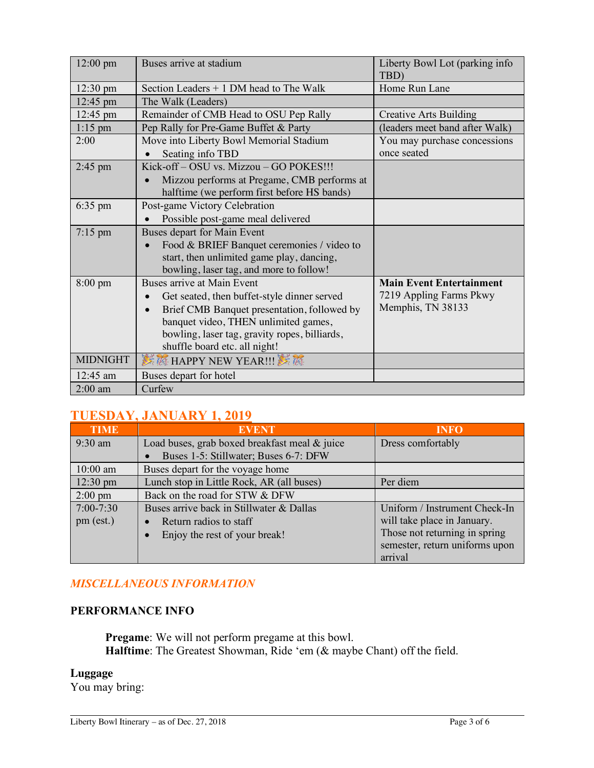| | | |
|---|---|---|
| 12:00 pm | Buses arrive at stadium | Liberty Bowl Lot (parking info TBD) |
| 12:30 pm | Section Leaders + 1 DM head to The Walk | Home Run Lane |
| 12:45 pm | The Walk (Leaders) | |
| 12:45 pm | Remainder of CMB Head to OSU Pep Rally | Creative Arts Building |
| 1:15 pm | Pep Rally for Pre-Game Buffet & Party | (leaders meet band after Walk) |
| 2:00 | Move into Liberty Bowl Memorial Stadium<br>• Seating info TBD | You may purchase concessions once seated |
| 2:45 pm | Kick-off – OSU vs. Mizzou – GO POKES!!!<br>• Mizzou performs at Pregame, CMB performs at halftime (we perform first before HS bands) | |
| 6:35 pm | Post-game Victory Celebration<br>• Possible post-game meal delivered | |
| 7:15 pm | Buses depart for Main Event<br>• Food & BRIEF Banquet ceremonies / video to start, then unlimited game play, dancing, bowling, laser tag, and more to follow! | |
| 8:00 pm | Buses arrive at Main Event<br>• Get seated, then buffet-style dinner served<br>• Brief CMB Banquet presentation, followed by banquet video, THEN unlimited games, bowling, laser tag, gravity ropes, billiards, shuffle board etc. all night! | **Main Event Entertainment**<br>7219 Appling Farms Pkwy<br>Memphis, TN 38133 |
| MIDNIGHT | 🎉🎊 HAPPY NEW YEAR!!! 🎉🎊 | |
| 12:45 am | Buses depart for hotel | |
| 2:00 am | Curfew | |

## TUESDAY, JANUARY 1, 2019

| TIME | EVENT | INFO |
|---|---|---|
| 9:30 am | Load buses, grab boxed breakfast meal & juice<br>• Buses 1-5: Stillwater; Buses 6-7: DFW | Dress comfortably |
| 10:00 am | Buses depart for the voyage home | |
| 12:30 pm | Lunch stop in Little Rock, AR (all buses) | Per diem |
| 2:00 pm | Back on the road for STW & DFW | |
| 7:00-7:30 pm (est.) | Buses arrive back in Stillwater & Dallas<br>• Return radios to staff<br>• Enjoy the rest of your break! | Uniform / Instrument Check-In will take place in January. Those not returning in spring semester, return uniforms upon arrival |

### *MISCELLANEOUS INFORMATION*

**PERFORMANCE INFO**

**Pregame**: We will not perform pregame at this bowl.
**Halftime**: The Greatest Showman, Ride 'em (& maybe Chant) off the field.

**Luggage**
You may bring: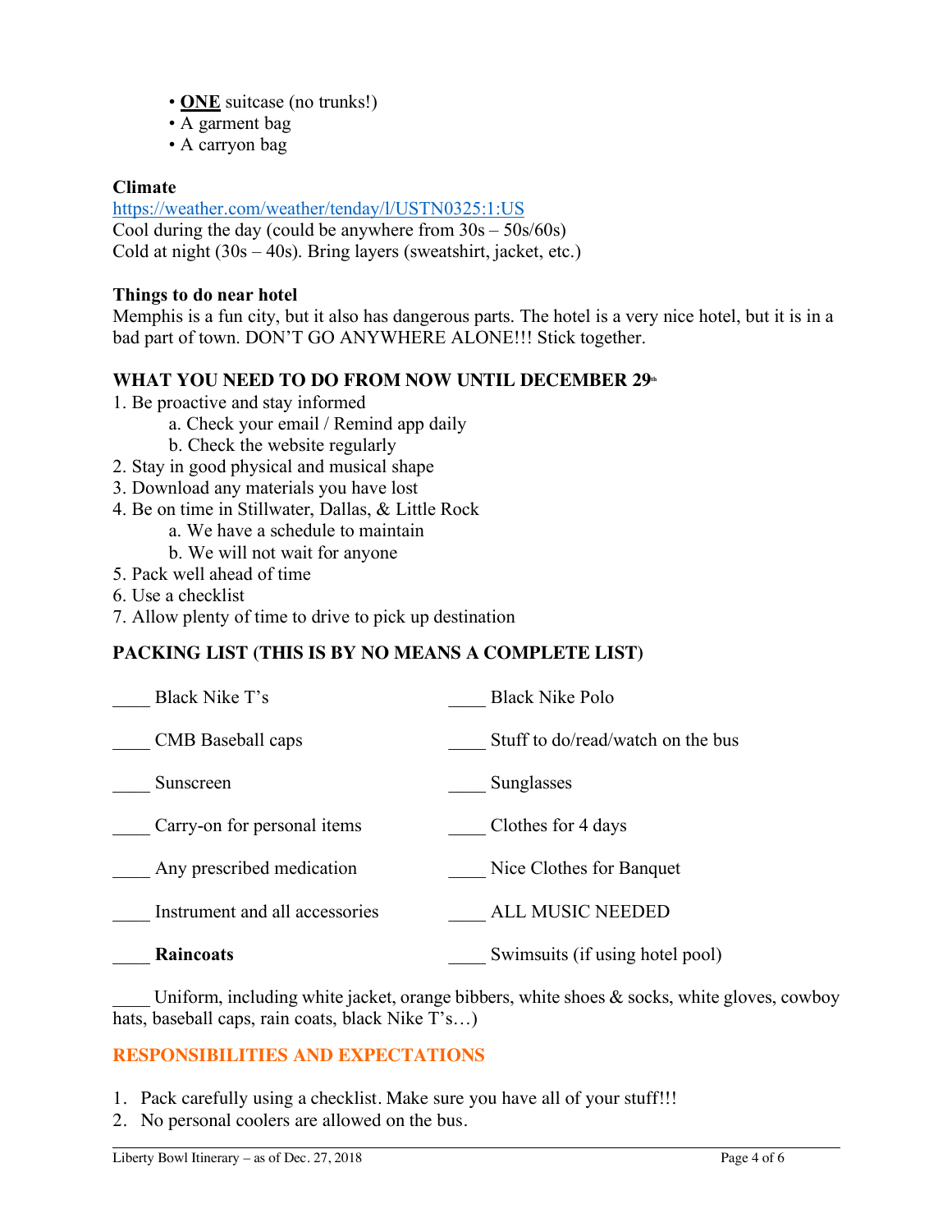- **ONE** suitcase (no trunks!)
- A garment bag
- A carryon bag

**Climate**

https://weather.com/weather/tenday/l/USTN0325:1:US

Cool during the day (could be anywhere from 30s – 50s/60s)

Cold at night (30s – 40s). Bring layers (sweatshirt, jacket, etc.)

**Things to do near hotel**

Memphis is a fun city, but it also has dangerous parts. The hotel is a very nice hotel, but it is in a bad part of town. DON'T GO ANYWHERE ALONE!!! Stick together.

**WHAT YOU NEED TO DO FROM NOW UNTIL DECEMBER 29th**

1. Be proactive and stay informed
   a. Check your email / Remind app daily
   b. Check the website regularly
2. Stay in good physical and musical shape
3. Download any materials you have lost
4. Be on time in Stillwater, Dallas, & Little Rock
   a. We have a schedule to maintain
   b. We will not wait for anyone
5. Pack well ahead of time
6. Use a checklist
7. Allow plenty of time to drive to pick up destination

**PACKING LIST (THIS IS BY NO MEANS A COMPLETE LIST)**

____ Black Nike T's

____ Black Nike Polo

____ CMB Baseball caps

____ Stuff to do/read/watch on the bus

____ Sunscreen

____ Sunglasses

____ Carry-on for personal items

____ Clothes for 4 days

____ Any prescribed medication

____ Nice Clothes for Banquet

____ Instrument and all accessories

____ ALL MUSIC NEEDED

____ **Raincoats**

____ Swimsuits (if using hotel pool)

____ Uniform, including white jacket, orange bibbers, white shoes & socks, white gloves, cowboy hats, baseball caps, rain coats, black Nike T's…)

## RESPONSIBILITIES AND EXPECTATIONS

1. Pack carefully using a checklist. Make sure you have all of your stuff!!!
2. No personal coolers are allowed on the bus.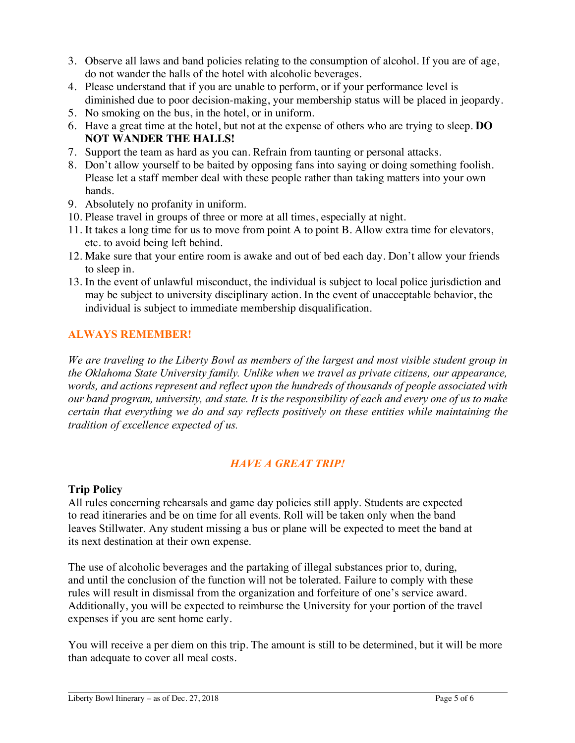3. Observe all laws and band policies relating to the consumption of alcohol. If you are of age, do not wander the halls of the hotel with alcoholic beverages.
4. Please understand that if you are unable to perform, or if your performance level is diminished due to poor decision-making, your membership status will be placed in jeopardy.
5. No smoking on the bus, in the hotel, or in uniform.
6. Have a great time at the hotel, but not at the expense of others who are trying to sleep. **DO NOT WANDER THE HALLS!**
7. Support the team as hard as you can. Refrain from taunting or personal attacks.
8. Don't allow yourself to be baited by opposing fans into saying or doing something foolish. Please let a staff member deal with these people rather than taking matters into your own hands.
9. Absolutely no profanity in uniform.
10. Please travel in groups of three or more at all times, especially at night.
11. It takes a long time for us to move from point A to point B. Allow extra time for elevators, etc. to avoid being left behind.
12. Make sure that your entire room is awake and out of bed each day. Don't allow your friends to sleep in.
13. In the event of unlawful misconduct, the individual is subject to local police jurisdiction and may be subject to university disciplinary action. In the event of unacceptable behavior, the individual is subject to immediate membership disqualification.

### ALWAYS REMEMBER!

*We are traveling to the Liberty Bowl as members of the largest and most visible student group in the Oklahoma State University family. Unlike when we travel as private citizens, our appearance, words, and actions represent and reflect upon the hundreds of thousands of people associated with our band program, university, and state. It is the responsibility of each and every one of us to make certain that everything we do and say reflects positively on these entities while maintaining the tradition of excellence expected of us.*

***HAVE A GREAT TRIP!***

**Trip Policy**

All rules concerning rehearsals and game day policies still apply. Students are expected to read itineraries and be on time for all events. Roll will be taken only when the band leaves Stillwater. Any student missing a bus or plane will be expected to meet the band at its next destination at their own expense.

The use of alcoholic beverages and the partaking of illegal substances prior to, during, and until the conclusion of the function will not be tolerated. Failure to comply with these rules will result in dismissal from the organization and forfeiture of one's service award. Additionally, you will be expected to reimburse the University for your portion of the travel expenses if you are sent home early.

You will receive a per diem on this trip. The amount is still to be determined, but it will be more than adequate to cover all meal costs.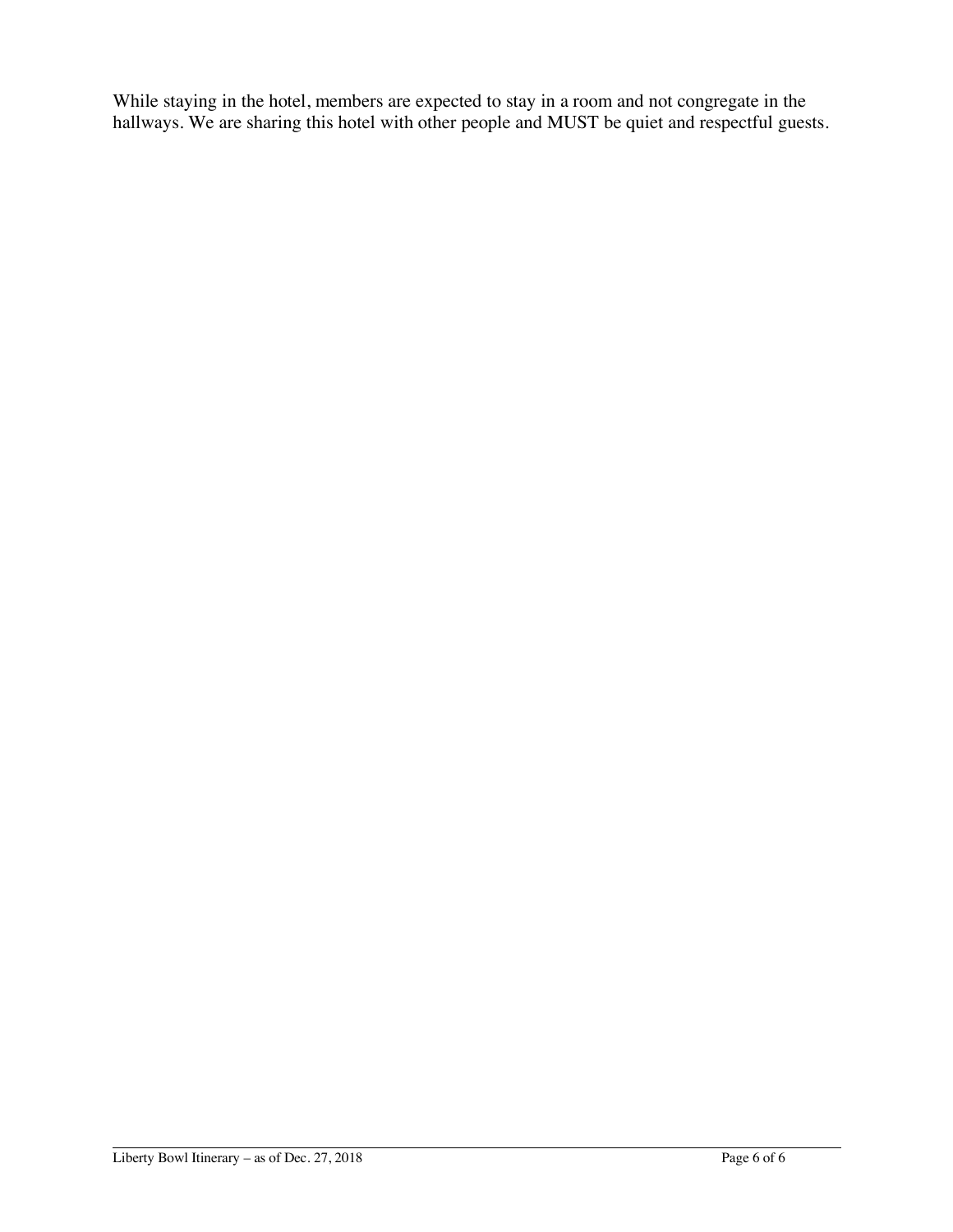While staying in the hotel, members are expected to stay in a room and not congregate in the hallways. We are sharing this hotel with other people and MUST be quiet and respectful guests.